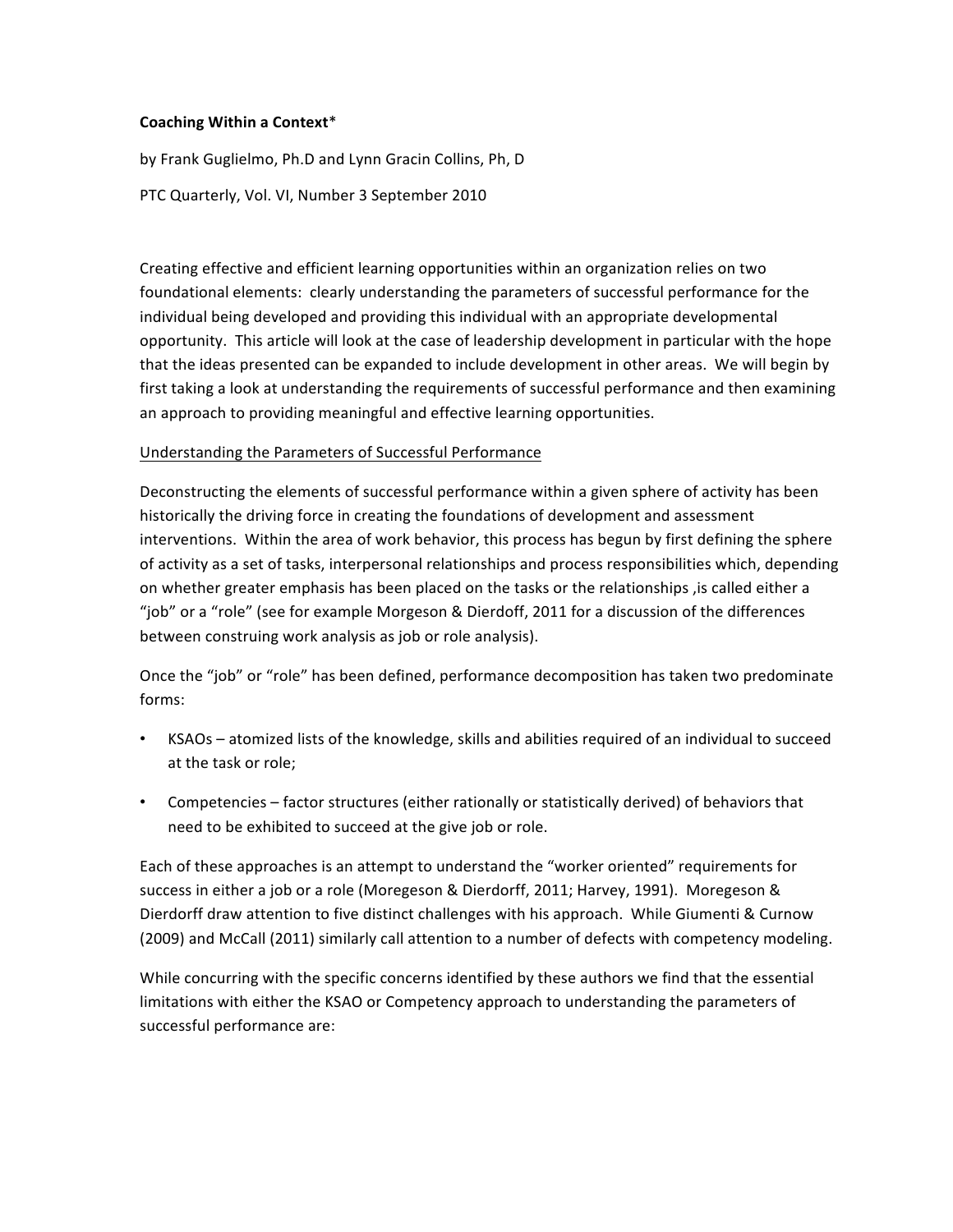**Coaching Within a Context***

by Frank Guglielmo, Ph.D and Lynn Gracin Collins, Ph, D

PTC Quarterly, Vol. VI, Number 3 September 2010

Creating effective and efficient learning opportunities within an organization relies on two foundational elements: clearly understanding the parameters of successful performance for the individual being developed and providing this individual with an appropriate developmental opportunity. This article will look at the case of leadership development in particular with the hope that the ideas presented can be expanded to include development in other areas. We will begin by first taking a look at understanding the requirements of successful performance and then examining an approach to providing meaningful and effective learning opportunities.

Understanding the Parameters of Successful Performance

Deconstructing the elements of successful performance within a given sphere of activity has been historically the driving force in creating the foundations of development and assessment interventions. Within the area of work behavior, this process has begun by first defining the sphere of activity as a set of tasks, interpersonal relationships and process responsibilities which, depending on whether greater emphasis has been placed on the tasks or the relationships ,is called either a "job" or a "role" (see for example Morgeson & Dierdoff, 2011 for a discussion of the differences between construing work analysis as job or role analysis).

Once the "job" or "role" has been defined, performance decomposition has taken two predominate forms:

- KSAOs – atomized lists of the knowledge, skills and abilities required of an individual to succeed at the task or role;
- Competencies – factor structures (either rationally or statistically derived) of behaviors that need to be exhibited to succeed at the give job or role.

Each of these approaches is an attempt to understand the "worker oriented" requirements for success in either a job or a role (Moregeson & Dierdorff, 2011; Harvey, 1991). Moregeson & Dierdorff draw attention to five distinct challenges with his approach. While Giumenti & Curnow (2009) and McCall (2011) similarly call attention to a number of defects with competency modeling.

While concurring with the specific concerns identified by these authors we find that the essential limitations with either the KSAO or Competency approach to understanding the parameters of successful performance are: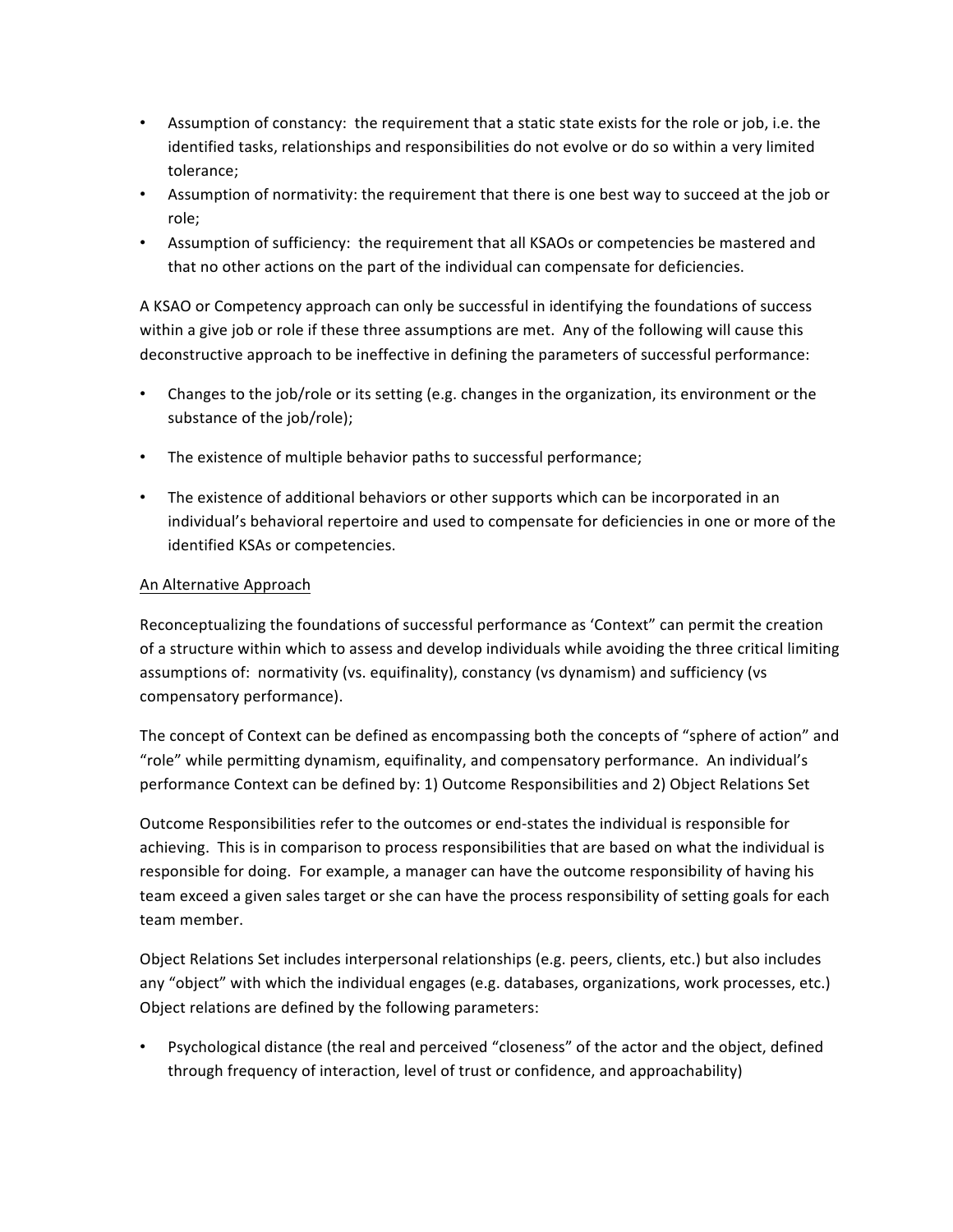- Assumption of constancy: the requirement that a static state exists for the role or job, i.e. the identified tasks, relationships and responsibilities do not evolve or do so within a very limited tolerance;
- Assumption of normativity: the requirement that there is one best way to succeed at the job or role;
- Assumption of sufficiency: the requirement that all KSAOs or competencies be mastered and that no other actions on the part of the individual can compensate for deficiencies.

A KSAO or Competency approach can only be successful in identifying the foundations of success within a give job or role if these three assumptions are met. Any of the following will cause this deconstructive approach to be ineffective in defining the parameters of successful performance:

- Changes to the job/role or its setting (e.g. changes in the organization, its environment or the substance of the job/role);
- The existence of multiple behavior paths to successful performance;
- The existence of additional behaviors or other supports which can be incorporated in an individual's behavioral repertoire and used to compensate for deficiencies in one or more of the identified KSAs or competencies.

<u>An Alternative Approach</u>

Reconceptualizing the foundations of successful performance as 'Context" can permit the creation of a structure within which to assess and develop individuals while avoiding the three critical limiting assumptions of: normativity (vs. equifinality), constancy (vs dynamism) and sufficiency (vs compensatory performance).

The concept of Context can be defined as encompassing both the concepts of "sphere of action" and "role" while permitting dynamism, equifinality, and compensatory performance. An individual's performance Context can be defined by: 1) Outcome Responsibilities and 2) Object Relations Set

Outcome Responsibilities refer to the outcomes or end-states the individual is responsible for achieving. This is in comparison to process responsibilities that are based on what the individual is responsible for doing. For example, a manager can have the outcome responsibility of having his team exceed a given sales target or she can have the process responsibility of setting goals for each team member.

Object Relations Set includes interpersonal relationships (e.g. peers, clients, etc.) but also includes any "object" with which the individual engages (e.g. databases, organizations, work processes, etc.) Object relations are defined by the following parameters:

- Psychological distance (the real and perceived "closeness" of the actor and the object, defined through frequency of interaction, level of trust or confidence, and approachability)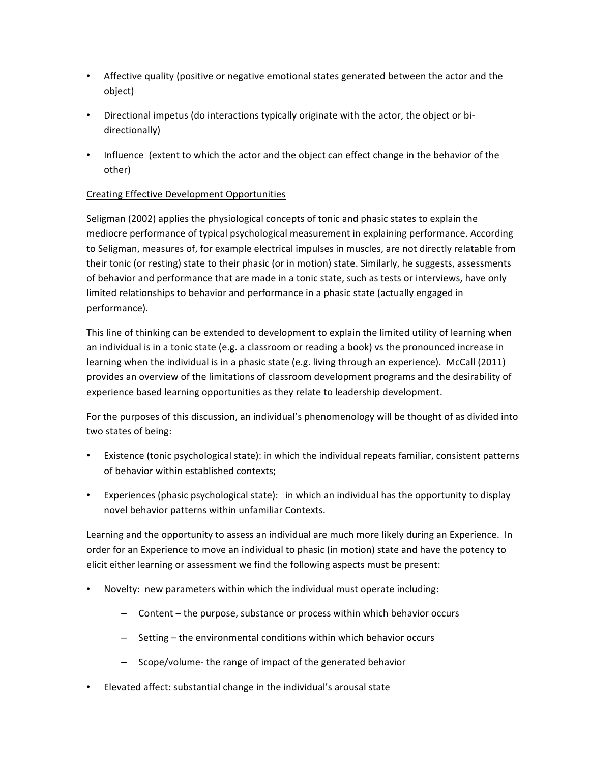- Affective quality (positive or negative emotional states generated between the actor and the object)
- Directional impetus (do interactions typically originate with the actor, the object or bi-directionally)
- Influence (extent to which the actor and the object can effect change in the behavior of the other)

<u>Creating Effective Development Opportunities</u>

Seligman (2002) applies the physiological concepts of tonic and phasic states to explain the mediocre performance of typical psychological measurement in explaining performance. According to Seligman, measures of, for example electrical impulses in muscles, are not directly relatable from their tonic (or resting) state to their phasic (or in motion) state. Similarly, he suggests, assessments of behavior and performance that are made in a tonic state, such as tests or interviews, have only limited relationships to behavior and performance in a phasic state (actually engaged in performance).

This line of thinking can be extended to development to explain the limited utility of learning when an individual is in a tonic state (e.g. a classroom or reading a book) vs the pronounced increase in learning when the individual is in a phasic state (e.g. living through an experience). McCall (2011) provides an overview of the limitations of classroom development programs and the desirability of experience based learning opportunities as they relate to leadership development.

For the purposes of this discussion, an individual's phenomenology will be thought of as divided into two states of being:

- Existence (tonic psychological state): in which the individual repeats familiar, consistent patterns of behavior within established contexts;
- Experiences (phasic psychological state): in which an individual has the opportunity to display novel behavior patterns within unfamiliar Contexts.

Learning and the opportunity to assess an individual are much more likely during an Experience. In order for an Experience to move an individual to phasic (in motion) state and have the potency to elicit either learning or assessment we find the following aspects must be present:

- Novelty: new parameters within which the individual must operate including:
  - Content – the purpose, substance or process within which behavior occurs
  - Setting – the environmental conditions within which behavior occurs
  - Scope/volume- the range of impact of the generated behavior
- Elevated affect: substantial change in the individual's arousal state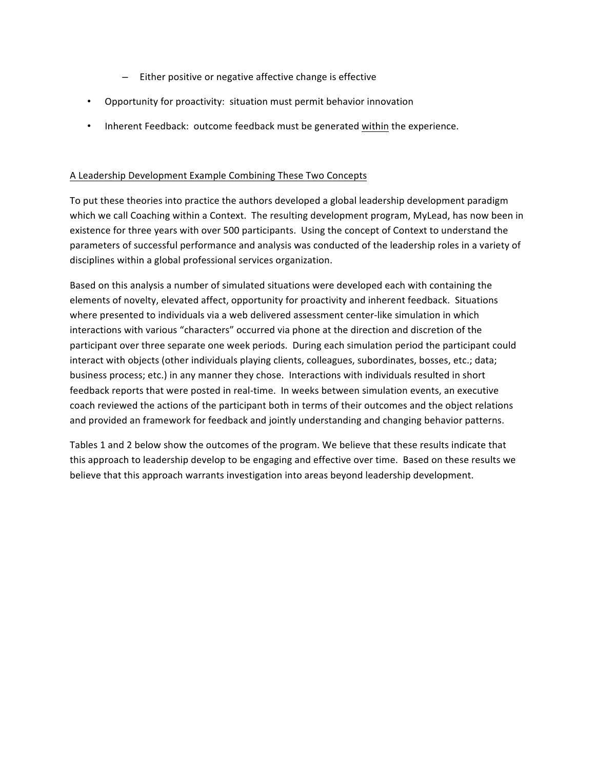- Either positive or negative affective change is effective
- Opportunity for proactivity: situation must permit behavior innovation
- Inherent Feedback: outcome feedback must be generated <u>within</u> the experience.

<u>A Leadership Development Example Combining These Two Concepts</u>

To put these theories into practice the authors developed a global leadership development paradigm which we call Coaching within a Context. The resulting development program, MyLead, has now been in existence for three years with over 500 participants. Using the concept of Context to understand the parameters of successful performance and analysis was conducted of the leadership roles in a variety of disciplines within a global professional services organization.

Based on this analysis a number of simulated situations were developed each with containing the elements of novelty, elevated affect, opportunity for proactivity and inherent feedback. Situations where presented to individuals via a web delivered assessment center-like simulation in which interactions with various "characters" occurred via phone at the direction and discretion of the participant over three separate one week periods. During each simulation period the participant could interact with objects (other individuals playing clients, colleagues, subordinates, bosses, etc.; data; business process; etc.) in any manner they chose. Interactions with individuals resulted in short feedback reports that were posted in real-time. In weeks between simulation events, an executive coach reviewed the actions of the participant both in terms of their outcomes and the object relations and provided an framework for feedback and jointly understanding and changing behavior patterns.

Tables 1 and 2 below show the outcomes of the program. We believe that these results indicate that this approach to leadership develop to be engaging and effective over time. Based on these results we believe that this approach warrants investigation into areas beyond leadership development.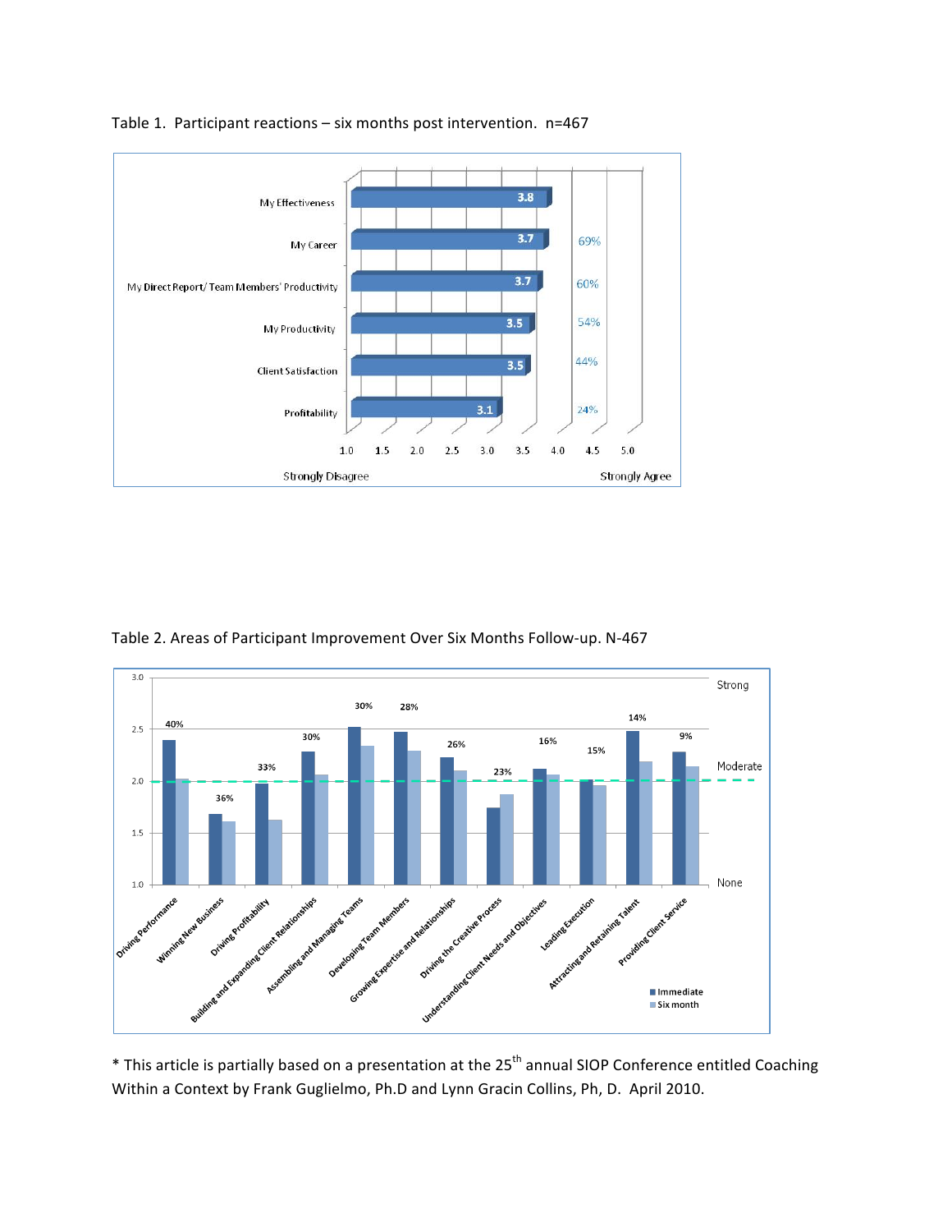Table 1. Participant reactions – six months post intervention. n=467

My Effectiveness 3.8

My Career 3.7 69%

My Direct Report/ Team Members' Productivity 3.7 60%

My Productivity 3.5 54%

Client Satisfaction 3.5 44%

Profitability 3.1 24%

1.0 1.5 2.0 2.5 3.0 3.5 4.0 4.5 5.0

Strongly Disagree Strongly Agree

Table 2. Areas of Participant Improvement Over Six Months Follow-up. N-467

3.0 2.5 2.0 1.5 1.0

Strong

Moderate

None

40% 36% 33% 30% 30% 28% 26% 23% 16% 15% 14% 9%

Driving Performance

Winning New Business

Driving Profitability

Building and Expanding Client Relationships

Assembling and Managing Teams

Developing Team Members

Growing Expertise and Relationships

Driving the Creative Process

Understanding Client Needs and Objectives

Leading Execution

Attracting and Retaining Talent

Providing Client Service

Immediate

Six month

* This article is partially based on a presentation at the 25th annual SIOP Conference entitled Coaching Within a Context by Frank Guglielmo, Ph.D and Lynn Gracin Collins, Ph, D. April 2010.